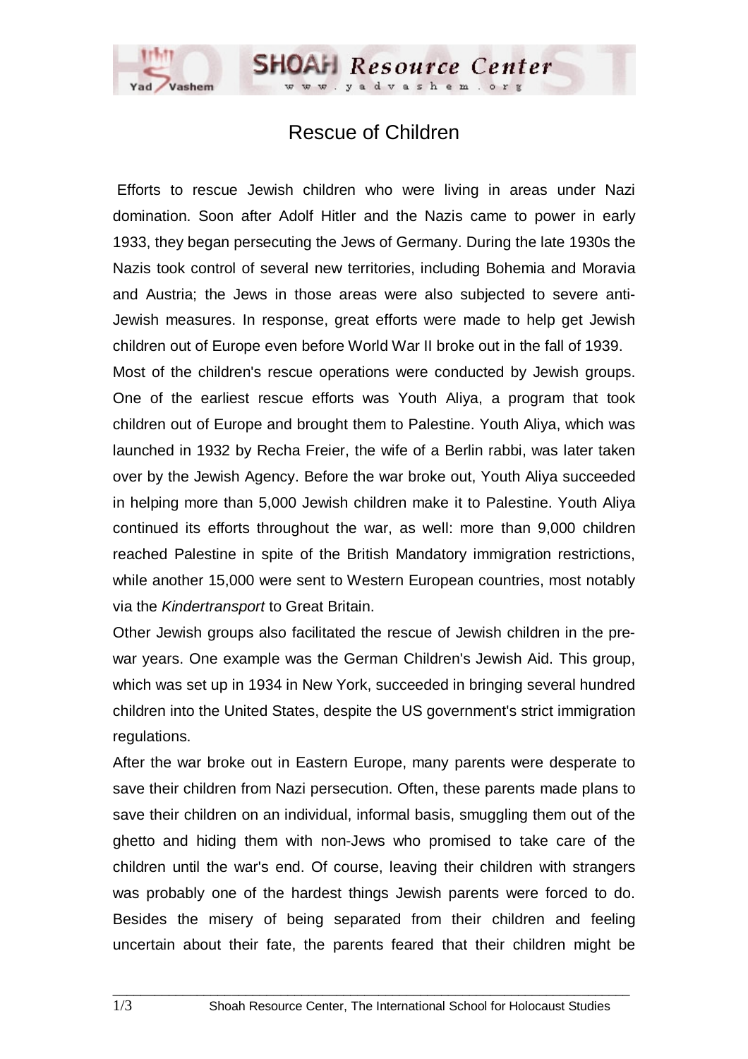# Rescue of Children

Efforts to rescue Jewish children who were living in areas under Nazi domination. Soon after Adolf Hitler and the Nazis came to power in early 1933, they began persecuting the Jews of Germany. During the late 1930s the Nazis took control of several new territories, including Bohemia and Moravia and Austria; the Jews in those areas were also subjected to severe anti-Jewish measures. In response, great efforts were made to help get Jewish children out of Europe even before World War II broke out in the fall of 1939.

Most of the children's rescue operations were conducted by Jewish groups. One of the earliest rescue efforts was Youth Aliya, a program that took children out of Europe and brought them to Palestine. Youth Aliya, which was launched in 1932 by Recha Freier, the wife of a Berlin rabbi, was later taken over by the Jewish Agency. Before the war broke out, Youth Aliya succeeded in helping more than 5,000 Jewish children make it to Palestine. Youth Aliya continued its efforts throughout the war, as well: more than 9,000 children reached Palestine in spite of the British Mandatory immigration restrictions, while another 15,000 were sent to Western European countries, most notably via the *Kindertransport* to Great Britain.

Other Jewish groups also facilitated the rescue of Jewish children in the pre-war years. One example was the German Children's Jewish Aid. This group, which was set up in 1934 in New York, succeeded in bringing several hundred children into the United States, despite the US government's strict immigration regulations.

After the war broke out in Eastern Europe, many parents were desperate to save their children from Nazi persecution. Often, these parents made plans to save their children on an individual, informal basis, smuggling them out of the ghetto and hiding them with non-Jews who promised to take care of the children until the war's end. Of course, leaving their children with strangers was probably one of the hardest things Jewish parents were forced to do. Besides the misery of being separated from their children and feeling uncertain about their fate, the parents feared that their children might be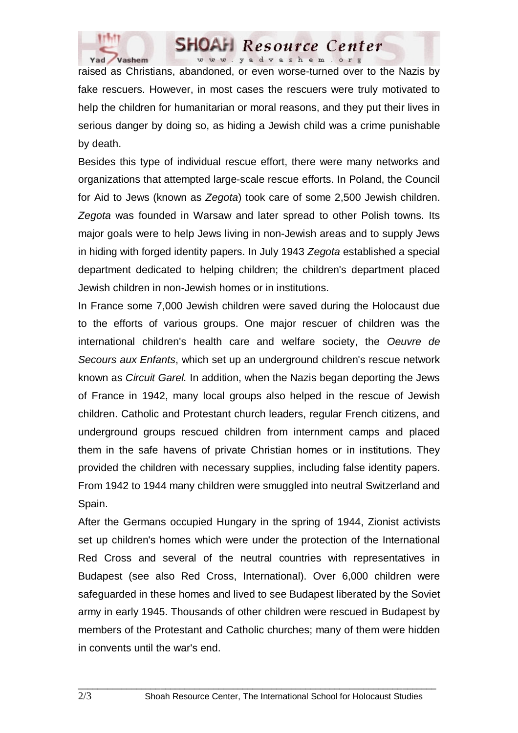raised as Christians, abandoned, or even worse-turned over to the Nazis by fake rescuers. However, in most cases the rescuers were truly motivated to help the children for humanitarian or moral reasons, and they put their lives in serious danger by doing so, as hiding a Jewish child was a crime punishable by death.

Besides this type of individual rescue effort, there were many networks and organizations that attempted large-scale rescue efforts. In Poland, the Council for Aid to Jews (known as *Zegota*) took care of some 2,500 Jewish children. *Zegota* was founded in Warsaw and later spread to other Polish towns. Its major goals were to help Jews living in non-Jewish areas and to supply Jews in hiding with forged identity papers. In July 1943 *Zegota* established a special department dedicated to helping children; the children's department placed Jewish children in non-Jewish homes or in institutions.

In France some 7,000 Jewish children were saved during the Holocaust due to the efforts of various groups. One major rescuer of children was the international children's health care and welfare society, the *Oeuvre de Secours aux Enfants*, which set up an underground children's rescue network known as *Circuit Garel.* In addition, when the Nazis began deporting the Jews of France in 1942, many local groups also helped in the rescue of Jewish children. Catholic and Protestant church leaders, regular French citizens, and underground groups rescued children from internment camps and placed them in the safe havens of private Christian homes or in institutions. They provided the children with necessary supplies, including false identity papers. From 1942 to 1944 many children were smuggled into neutral Switzerland and Spain.

After the Germans occupied Hungary in the spring of 1944, Zionist activists set up children's homes which were under the protection of the International Red Cross and several of the neutral countries with representatives in Budapest (see also Red Cross, International). Over 6,000 children were safeguarded in these homes and lived to see Budapest liberated by the Soviet army in early 1945. Thousands of other children were rescued in Budapest by members of the Protestant and Catholic churches; many of them were hidden in convents until the war's end.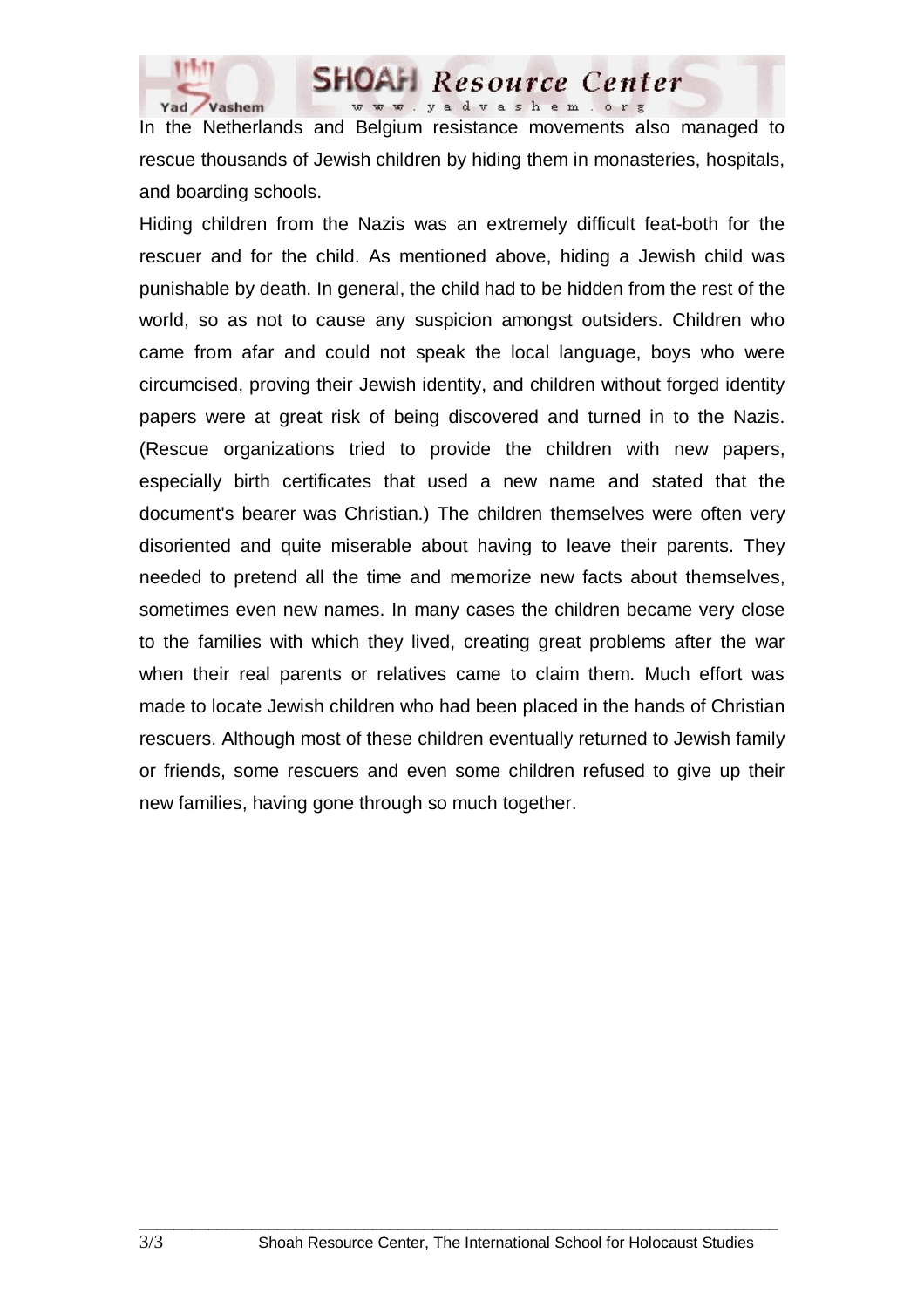In the Netherlands and Belgium resistance movements also managed to rescue thousands of Jewish children by hiding them in monasteries, hospitals, and boarding schools.

Hiding children from the Nazis was an extremely difficult feat-both for the rescuer and for the child. As mentioned above, hiding a Jewish child was punishable by death. In general, the child had to be hidden from the rest of the world, so as not to cause any suspicion amongst outsiders. Children who came from afar and could not speak the local language, boys who were circumcised, proving their Jewish identity, and children without forged identity papers were at great risk of being discovered and turned in to the Nazis. (Rescue organizations tried to provide the children with new papers, especially birth certificates that used a new name and stated that the document's bearer was Christian.) The children themselves were often very disoriented and quite miserable about having to leave their parents. They needed to pretend all the time and memorize new facts about themselves, sometimes even new names. In many cases the children became very close to the families with which they lived, creating great problems after the war when their real parents or relatives came to claim them. Much effort was made to locate Jewish children who had been placed in the hands of Christian rescuers. Although most of these children eventually returned to Jewish family or friends, some rescuers and even some children refused to give up their new families, having gone through so much together.